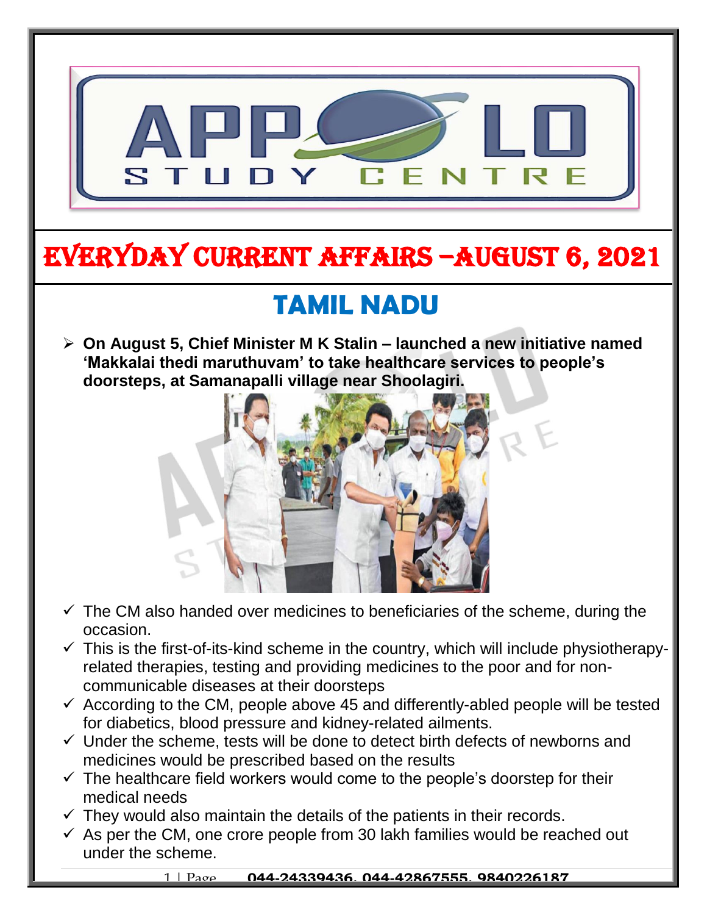# EVERYDAY CURRENT AFFAIRS –AUGUST 6, 2021

## TAMIL NADU

- **On August 5, Chief Minister M K Stalin – launched a new initiative named 'Makkalai thedi maruthuvam' to take healthcare services to people's doorsteps, at Samanapalli village near Shoolagiri.**

  - ✓ The CM also handed over medicines to beneficiaries of the scheme, during the occasion.
  - ✓ This is the first-of-its-kind scheme in the country, which will include physiotherapy-related therapies, testing and providing medicines to the poor and for non-communicable diseases at their doorsteps
  - ✓ According to the CM, people above 45 and differently-abled people will be tested for diabetics, blood pressure and kidney-related ailments.
  - ✓ Under the scheme, tests will be done to detect birth defects of newborns and medicines would be prescribed based on the results
  - ✓ The healthcare field workers would come to the people's doorstep for their medical needs
  - ✓ They would also maintain the details of the patients in their records.
  - ✓ As per the CM, one crore people from 30 lakh families would be reached out under the scheme.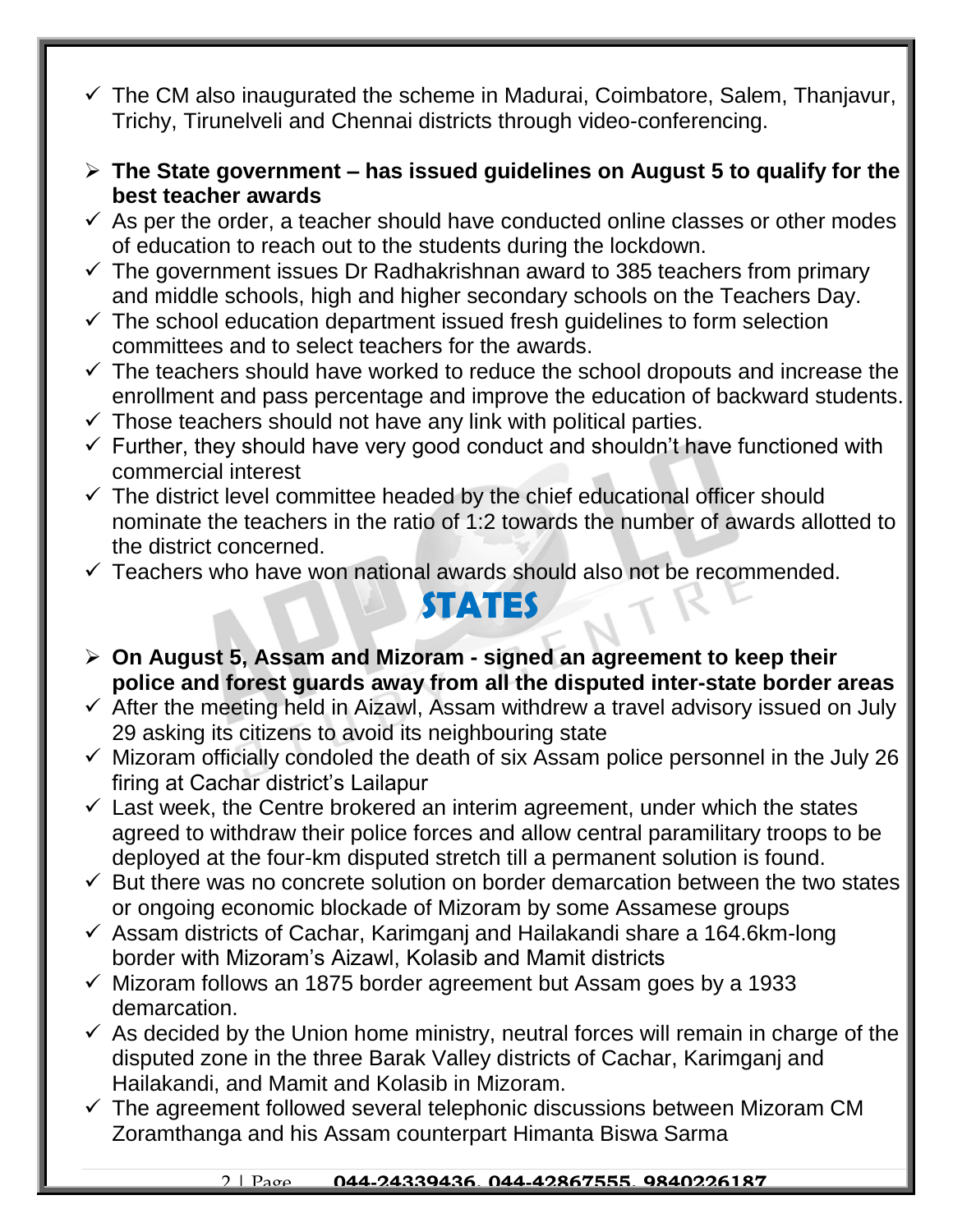- ✓ The CM also inaugurated the scheme in Madurai, Coimbatore, Salem, Thanjavur, Trichy, Tirunelveli and Chennai districts through video-conferencing.

- **The State government – has issued guidelines on August 5 to qualify for the best teacher awards**
- ✓ As per the order, a teacher should have conducted online classes or other modes of education to reach out to the students during the lockdown.
- ✓ The government issues Dr Radhakrishnan award to 385 teachers from primary and middle schools, high and higher secondary schools on the Teachers Day.
- ✓ The school education department issued fresh guidelines to form selection committees and to select teachers for the awards.
- ✓ The teachers should have worked to reduce the school dropouts and increase the enrollment and pass percentage and improve the education of backward students.
- ✓ Those teachers should not have any link with political parties.
- ✓ Further, they should have very good conduct and shouldn't have functioned with commercial interest
- ✓ The district level committee headed by the chief educational officer should nominate the teachers in the ratio of 1:2 towards the number of awards allotted to the district concerned.
- ✓ Teachers who have won national awards should also not be recommended.

## STATES

- **On August 5, Assam and Mizoram - signed an agreement to keep their police and forest guards away from all the disputed inter-state border areas**
- ✓ After the meeting held in Aizawl, Assam withdrew a travel advisory issued on July 29 asking its citizens to avoid its neighbouring state
- ✓ Mizoram officially condoled the death of six Assam police personnel in the July 26 firing at Cachar district's Lailapur
- ✓ Last week, the Centre brokered an interim agreement, under which the states agreed to withdraw their police forces and allow central paramilitary troops to be deployed at the four-km disputed stretch till a permanent solution is found.
- ✓ But there was no concrete solution on border demarcation between the two states or ongoing economic blockade of Mizoram by some Assamese groups
- ✓ Assam districts of Cachar, Karimganj and Hailakandi share a 164.6km-long border with Mizoram's Aizawl, Kolasib and Mamit districts
- ✓ Mizoram follows an 1875 border agreement but Assam goes by a 1933 demarcation.
- ✓ As decided by the Union home ministry, neutral forces will remain in charge of the disputed zone in the three Barak Valley districts of Cachar, Karimganj and Hailakandi, and Mamit and Kolasib in Mizoram.
- ✓ The agreement followed several telephonic discussions between Mizoram CM Zoramthanga and his Assam counterpart Himanta Biswa Sarma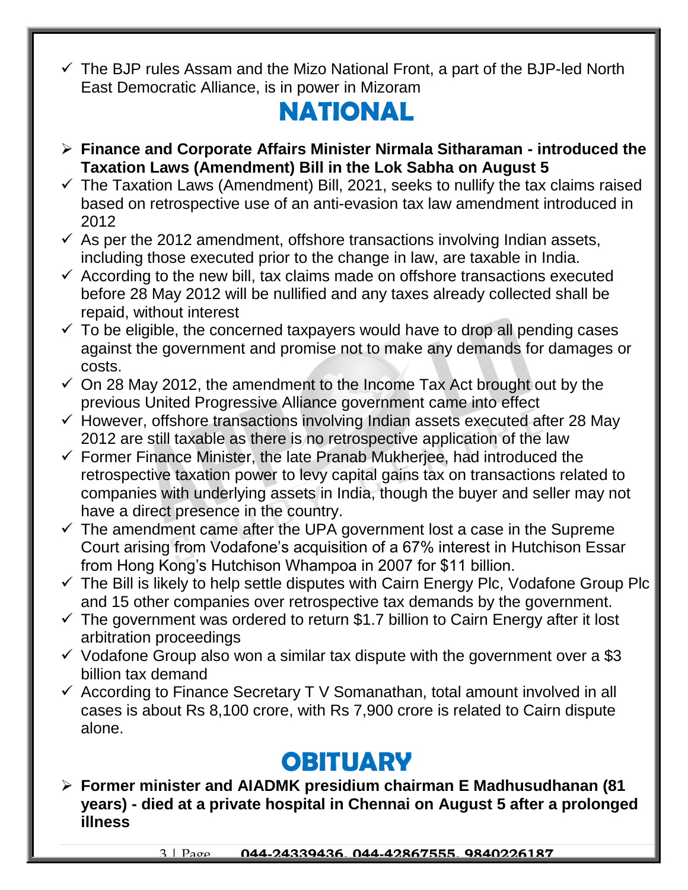- ✓ The BJP rules Assam and the Mizo National Front, a part of the BJP-led North East Democratic Alliance, is in power in Mizoram

# NATIONAL

- **Finance and Corporate Affairs Minister Nirmala Sitharaman - introduced the Taxation Laws (Amendment) Bill in the Lok Sabha on August 5**
  - ✓ The Taxation Laws (Amendment) Bill, 2021, seeks to nullify the tax claims raised based on retrospective use of an anti-evasion tax law amendment introduced in 2012
  - ✓ As per the 2012 amendment, offshore transactions involving Indian assets, including those executed prior to the change in law, are taxable in India.
  - ✓ According to the new bill, tax claims made on offshore transactions executed before 28 May 2012 will be nullified and any taxes already collected shall be repaid, without interest
  - ✓ To be eligible, the concerned taxpayers would have to drop all pending cases against the government and promise not to make any demands for damages or costs.
  - ✓ On 28 May 2012, the amendment to the Income Tax Act brought out by the previous United Progressive Alliance government came into effect
  - ✓ However, offshore transactions involving Indian assets executed after 28 May 2012 are still taxable as there is no retrospective application of the law
  - ✓ Former Finance Minister, the late Pranab Mukherjee, had introduced the retrospective taxation power to levy capital gains tax on transactions related to companies with underlying assets in India, though the buyer and seller may not have a direct presence in the country.
  - ✓ The amendment came after the UPA government lost a case in the Supreme Court arising from Vodafone's acquisition of a 67% interest in Hutchison Essar from Hong Kong's Hutchison Whampoa in 2007 for $11 billion.
  - ✓ The Bill is likely to help settle disputes with Cairn Energy Plc, Vodafone Group Plc and 15 other companies over retrospective tax demands by the government.
  - ✓ The government was ordered to return $1.7 billion to Cairn Energy after it lost arbitration proceedings
  - ✓ Vodafone Group also won a similar tax dispute with the government over a $3 billion tax demand
  - ✓ According to Finance Secretary T V Somanathan, total amount involved in all cases is about Rs 8,100 crore, with Rs 7,900 crore is related to Cairn dispute alone.

# OBITUARY

- **Former minister and AIADMK presidium chairman E Madhusudhanan (81 years) - died at a private hospital in Chennai on August 5 after a prolonged illness**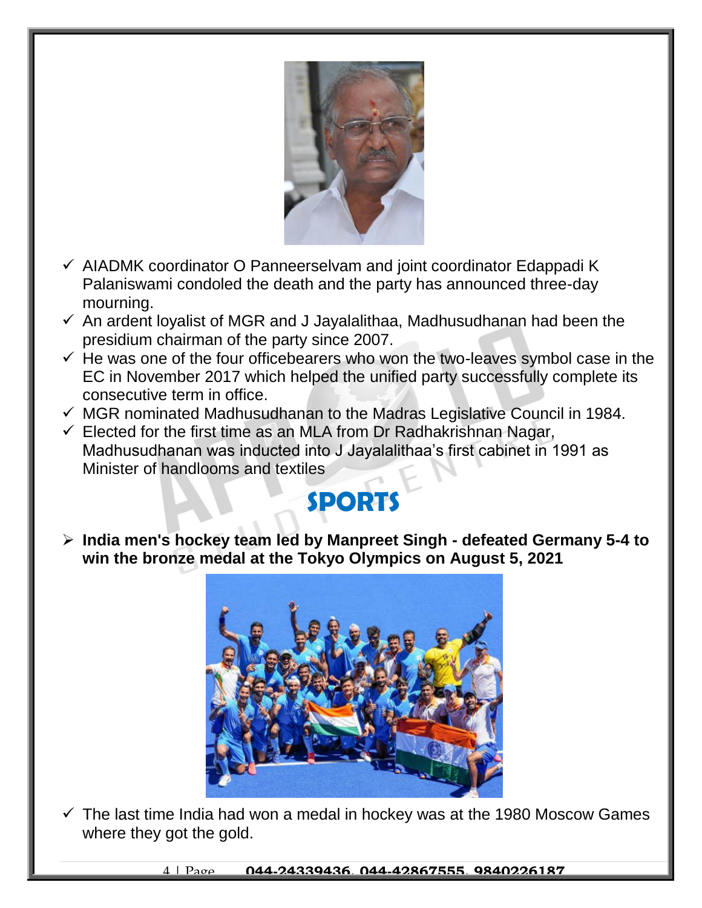- ✓ AIADMK coordinator O Panneerselvam and joint coordinator Edappadi K Palaniswami condoled the death and the party has announced three-day mourning.
- ✓ An ardent loyalist of MGR and J Jayalalithaa, Madhusudhanan had been the presidium chairman of the party since 2007.
- ✓ He was one of the four officebearers who won the two-leaves symbol case in the EC in November 2017 which helped the unified party successfully complete its consecutive term in office.
- ✓ MGR nominated Madhusudhanan to the Madras Legislative Council in 1984.
- ✓ Elected for the first time as an MLA from Dr Radhakrishnan Nagar, Madhusudhanan was inducted into J Jayalalithaa's first cabinet in 1991 as Minister of handlooms and textiles

# SPORTS

- **India men's hockey team led by Manpreet Singh - defeated Germany 5-4 to win the bronze medal at the Tokyo Olympics on August 5, 2021**

- ✓ The last time India had won a medal in hockey was at the 1980 Moscow Games where they got the gold.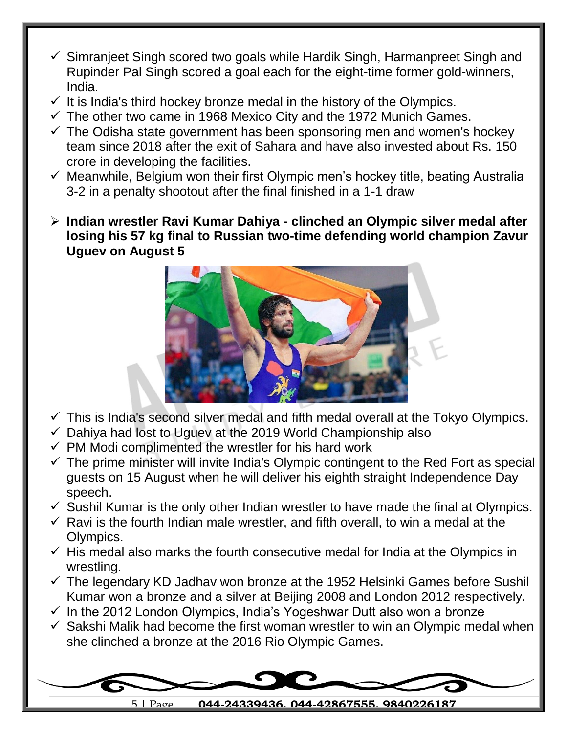- Simranjeet Singh scored two goals while Hardik Singh, Harmanpreet Singh and Rupinder Pal Singh scored a goal each for the eight-time former gold-winners, India.
- It is India's third hockey bronze medal in the history of the Olympics.
- The other two came in 1968 Mexico City and the 1972 Munich Games.
- The Odisha state government has been sponsoring men and women's hockey team since 2018 after the exit of Sahara and have also invested about Rs. 150 crore in developing the facilities.
- Meanwhile, Belgium won their first Olympic men's hockey title, beating Australia 3-2 in a penalty shootout after the final finished in a 1-1 draw

- **Indian wrestler Ravi Kumar Dahiya - clinched an Olympic silver medal after losing his 57 kg final to Russian two-time defending world champion Zavur Uguev on August 5**

- This is India's second silver medal and fifth medal overall at the Tokyo Olympics.
- Dahiya had lost to Uguev at the 2019 World Championship also
- PM Modi complimented the wrestler for his hard work
- The prime minister will invite India's Olympic contingent to the Red Fort as special guests on 15 August when he will deliver his eighth straight Independence Day speech.
- Sushil Kumar is the only other Indian wrestler to have made the final at Olympics.
- Ravi is the fourth Indian male wrestler, and fifth overall, to win a medal at the Olympics.
- His medal also marks the fourth consecutive medal for India at the Olympics in wrestling.
- The legendary KD Jadhav won bronze at the 1952 Helsinki Games before Sushil Kumar won a bronze and a silver at Beijing 2008 and London 2012 respectively.
- In the 2012 London Olympics, India's Yogeshwar Dutt also won a bronze
- Sakshi Malik had become the first woman wrestler to win an Olympic medal when she clinched a bronze at the 2016 Rio Olympic Games.